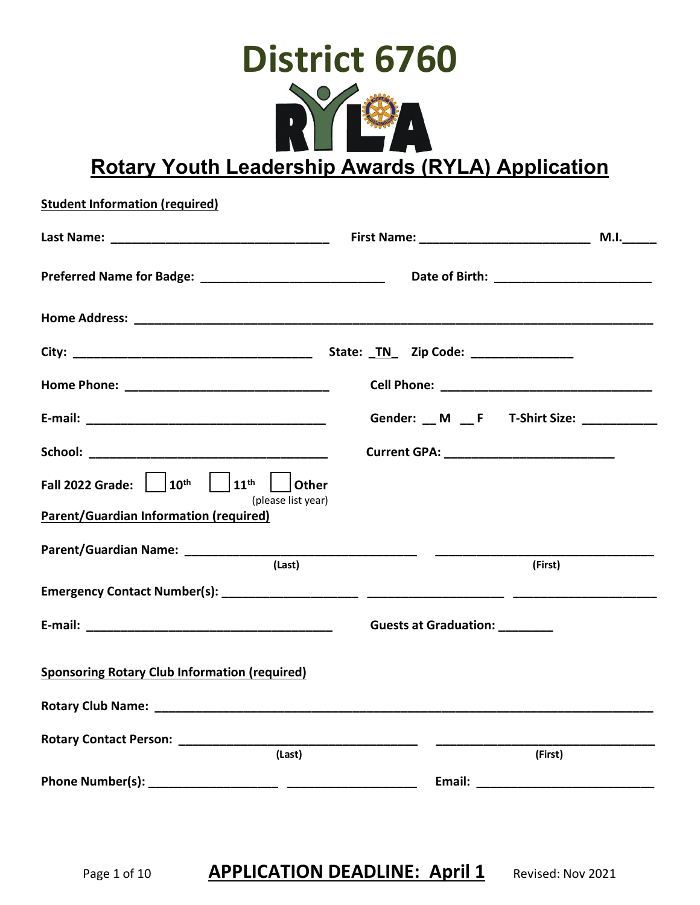# District 6760

RYLA

## Rotary Youth Leadership Awards (RYLA) Application

**Student Information (required)**

**Last Name:** ______________________________ **First Name:** ________________________ **M.I.**_____

**Preferred Name for Badge:** __________________________ **Date of Birth:** ______________________

**Home Address:** ___________________________________________________________________________

**City:** __________________________________ **State:** _TN_ **Zip Code:** ______________

**Home Phone:** ____________________________ **Cell Phone:** ______________________________

**E-mail:** ____________________________________ **Gender:** __ **M** __ **F** **T-Shirt Size:** ___________

**School:** ___________________________________ **Current GPA:** _________________________

**Fall 2022 Grade:** ☐ **10th** ☐ **11th** ☐ **Other** (please list year)

**Parent/Guardian Information (required)**

**Parent/Guardian Name:** ________________________________ ________________________________
(Last) (First)

**Emergency Contact Number(s):** ____________________ ____________________ ____________________

**E-mail:** ____________________________________ **Guests at Graduation:** ________

**Sponsoring Rotary Club Information (required)**

**Rotary Club Name:** _________________________________________________________________________

**Rotary Contact Person:** ________________________________ ________________________________
(Last) (First)

**Phone Number(s):** ___________________ ___________________ **Email:** __________________________

**APPLICATION DEADLINE: April 1**

Revised: Nov 2021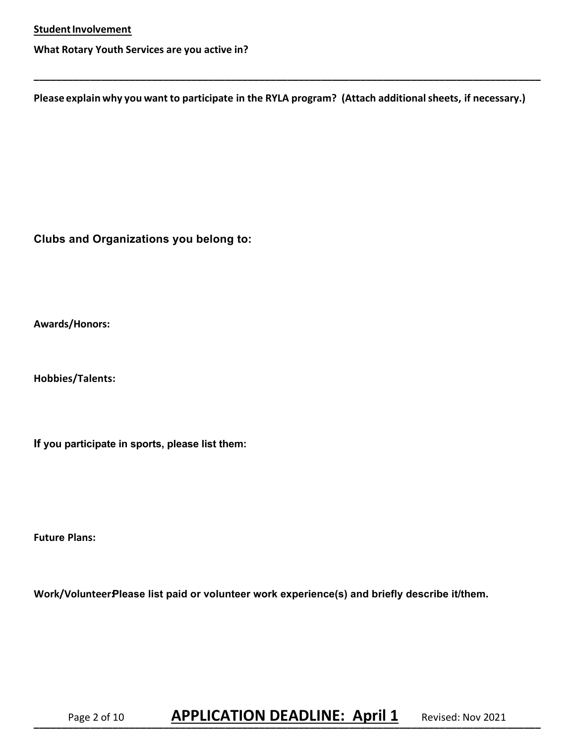**Student Involvement**

**What Rotary Youth Services are you active in?**

---

**Please explain why you want to participate in the RYLA program? (Attach additional sheets, if necessary.)**

**Clubs and Organizations you belong to:**

**Awards/Honors:**

**Hobbies/Talents:**

**If you participate in sports, please list them:**

**Future Plans:**

**Work/Volunteer: Please list paid or volunteer work experience(s) and briefly describe it/them.**

**APPLICATION DEADLINE: April 1**

Revised: Nov 2021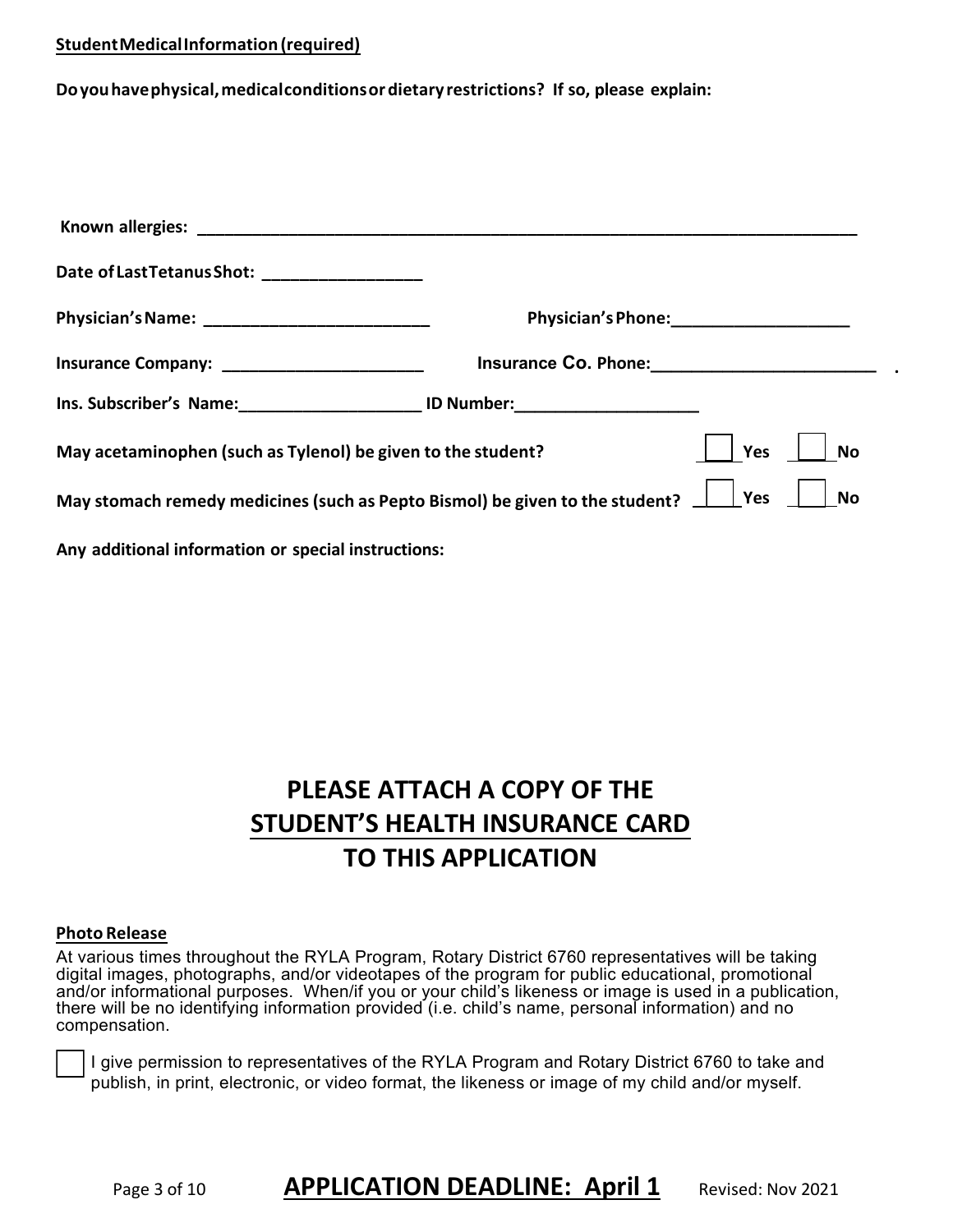**Student Medical Information (required)**

**Do you have physical, medical conditions or dietary restrictions? If so, please explain:**

**Known allergies:** ___________________________________________________________________________

**Date of Last Tetanus Shot:** _________________

**Physician's Name:** _________________________ **Physician's Phone:** ____________________

**Insurance Company:** ______________________ **Insurance Co. Phone:** ________________________

**Ins. Subscriber's Name:** ____________________ **ID Number:** ____________________

**May acetaminophen (such as Tylenol) be given to the student?** ☐ **Yes** ☐ **No**

**May stomach remedy medicines (such as Pepto Bismol) be given to the student?** ☐ **Yes** ☐ **No**

**Any additional information or special instructions:**

# PLEASE ATTACH A COPY OF THE STUDENT'S HEALTH INSURANCE CARD TO THIS APPLICATION

**Photo Release**

At various times throughout the RYLA Program, Rotary District 6760 representatives will be taking digital images, photographs, and/or videotapes of the program for public educational, promotional and/or informational purposes. When/if you or your child's likeness or image is used in a publication, there will be no identifying information provided (i.e. child's name, personal information) and no compensation.

☐ I give permission to representatives of the RYLA Program and Rotary District 6760 to take and publish, in print, electronic, or video format, the likeness or image of my child and/or myself.

**APPLICATION DEADLINE: April 1** Revised: Nov 2021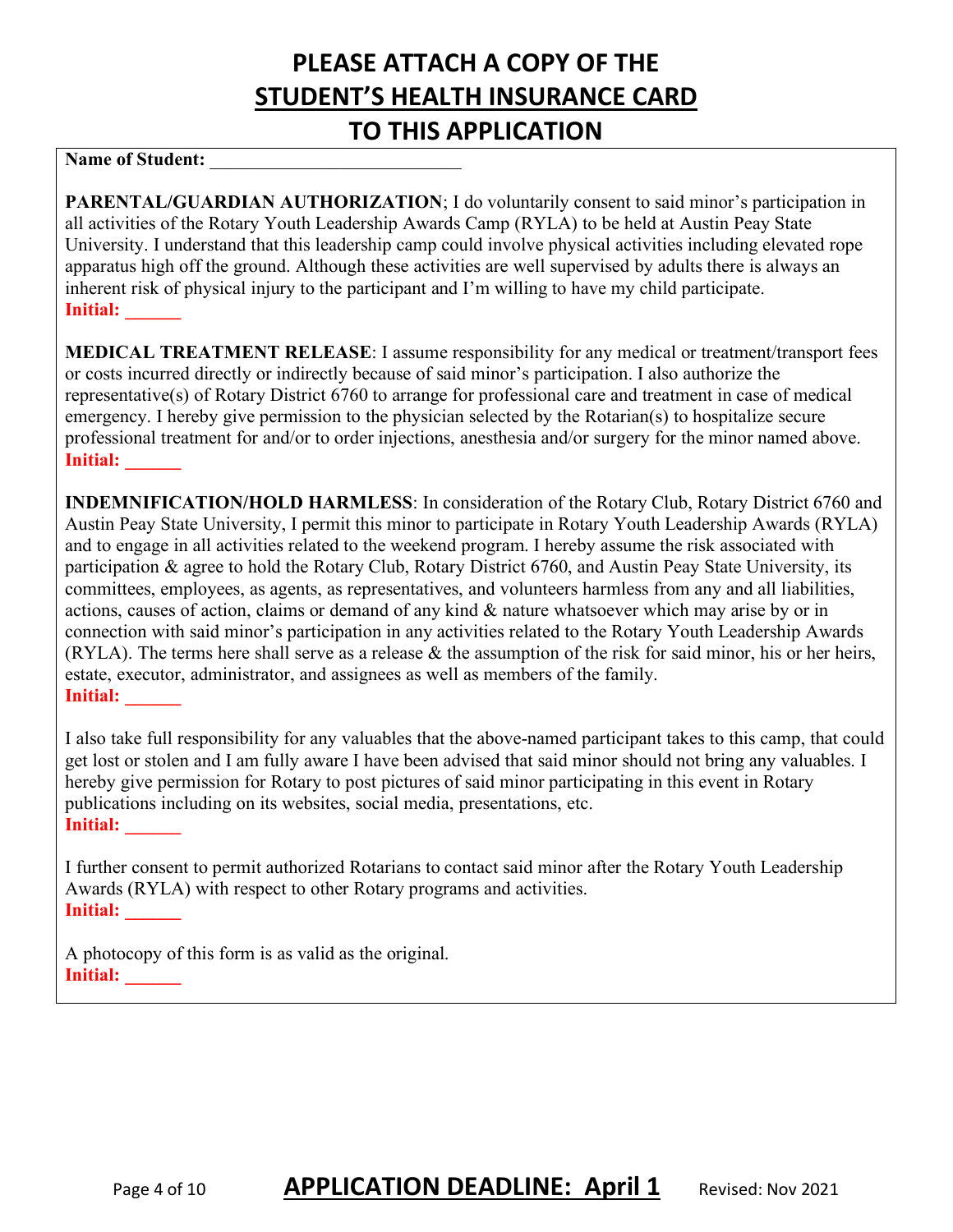# PLEASE ATTACH A COPY OF THE STUDENT'S HEALTH INSURANCE CARD TO THIS APPLICATION

**Name of Student:** ___________________________

**PARENTAL/GUARDIAN AUTHORIZATION**; I do voluntarily consent to said minor's participation in all activities of the Rotary Youth Leadership Awards Camp (RYLA) to be held at Austin Peay State University. I understand that this leadership camp could involve physical activities including elevated rope apparatus high off the ground. Although these activities are well supervised by adults there is always an inherent risk of physical injury to the participant and I'm willing to have my child participate.
**Initial: ______**

**MEDICAL TREATMENT RELEASE**: I assume responsibility for any medical or treatment/transport fees or costs incurred directly or indirectly because of said minor's participation. I also authorize the representative(s) of Rotary District 6760 to arrange for professional care and treatment in case of medical emergency. I hereby give permission to the physician selected by the Rotarian(s) to hospitalize secure professional treatment for and/or to order injections, anesthesia and/or surgery for the minor named above.
**Initial: ______**

**INDEMNIFICATION/HOLD HARMLESS**: In consideration of the Rotary Club, Rotary District 6760 and Austin Peay State University, I permit this minor to participate in Rotary Youth Leadership Awards (RYLA) and to engage in all activities related to the weekend program. I hereby assume the risk associated with participation & agree to hold the Rotary Club, Rotary District 6760, and Austin Peay State University, its committees, employees, as agents, as representatives, and volunteers harmless from any and all liabilities, actions, causes of action, claims or demand of any kind & nature whatsoever which may arise by or in connection with said minor's participation in any activities related to the Rotary Youth Leadership Awards (RYLA). The terms here shall serve as a release & the assumption of the risk for said minor, his or her heirs, estate, executor, administrator, and assignees as well as members of the family.
**Initial: ______**

I also take full responsibility for any valuables that the above-named participant takes to this camp, that could get lost or stolen and I am fully aware I have been advised that said minor should not bring any valuables. I hereby give permission for Rotary to post pictures of said minor participating in this event in Rotary publications including on its websites, social media, presentations, etc.
**Initial: ______**

I further consent to permit authorized Rotarians to contact said minor after the Rotary Youth Leadership Awards (RYLA) with respect to other Rotary programs and activities.
**Initial: ______**

A photocopy of this form is as valid as the original.
**Initial: ______**

**APPLICATION DEADLINE: April 1**

Revised: Nov 2021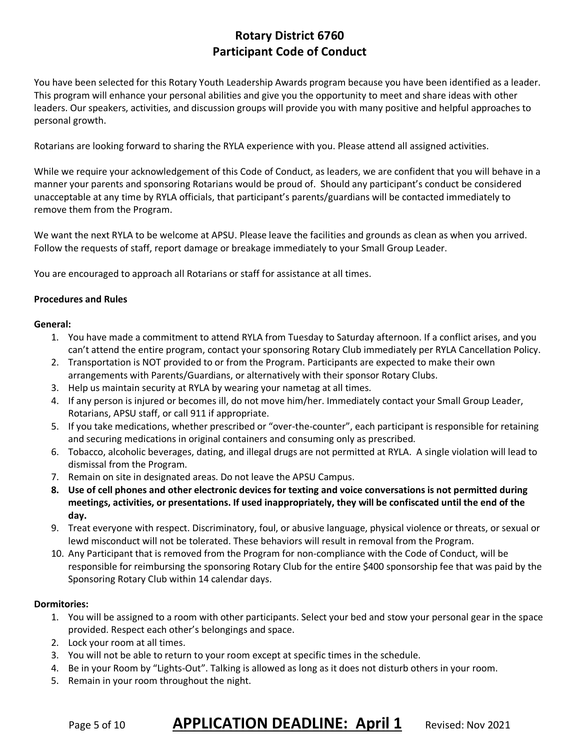# Rotary District 6760
# Participant Code of Conduct

You have been selected for this Rotary Youth Leadership Awards program because you have been identified as a leader. This program will enhance your personal abilities and give you the opportunity to meet and share ideas with other leaders. Our speakers, activities, and discussion groups will provide you with many positive and helpful approaches to personal growth.

Rotarians are looking forward to sharing the RYLA experience with you. Please attend all assigned activities.

While we require your acknowledgement of this Code of Conduct, as leaders, we are confident that you will behave in a manner your parents and sponsoring Rotarians would be proud of. Should any participant's conduct be considered unacceptable at any time by RYLA officials, that participant's parents/guardians will be contacted immediately to remove them from the Program.

We want the next RYLA to be welcome at APSU. Please leave the facilities and grounds as clean as when you arrived. Follow the requests of staff, report damage or breakage immediately to your Small Group Leader.

You are encouraged to approach all Rotarians or staff for assistance at all times.

**Procedures and Rules**

**General:**

1. You have made a commitment to attend RYLA from Tuesday to Saturday afternoon. If a conflict arises, and you can't attend the entire program, contact your sponsoring Rotary Club immediately per RYLA Cancellation Policy.
2. Transportation is NOT provided to or from the Program. Participants are expected to make their own arrangements with Parents/Guardians, or alternatively with their sponsor Rotary Clubs.
3. Help us maintain security at RYLA by wearing your nametag at all times.
4. If any person is injured or becomes ill, do not move him/her. Immediately contact your Small Group Leader, Rotarians, APSU staff, or call 911 if appropriate.
5. If you take medications, whether prescribed or "over-the-counter", each participant is responsible for retaining and securing medications in original containers and consuming only as prescribed.
6. Tobacco, alcoholic beverages, dating, and illegal drugs are not permitted at RYLA. A single violation will lead to dismissal from the Program.
7. Remain on site in designated areas. Do not leave the APSU Campus.
8. **Use of cell phones and other electronic devices for texting and voice conversations is not permitted during meetings, activities, or presentations. If used inappropriately, they will be confiscated until the end of the day.**
9. Treat everyone with respect. Discriminatory, foul, or abusive language, physical violence or threats, or sexual or lewd misconduct will not be tolerated. These behaviors will result in removal from the Program.
10. Any Participant that is removed from the Program for non-compliance with the Code of Conduct, will be responsible for reimbursing the sponsoring Rotary Club for the entire $400 sponsorship fee that was paid by the Sponsoring Rotary Club within 14 calendar days.

**Dormitories:**

1. You will be assigned to a room with other participants. Select your bed and stow your personal gear in the space provided. Respect each other's belongings and space.
2. Lock your room at all times.
3. You will not be able to return to your room except at specific times in the schedule.
4. Be in your Room by "Lights-Out". Talking is allowed as long as it does not disturb others in your room.
5. Remain in your room throughout the night.

**APPLICATION DEADLINE: April 1** Revised: Nov 2021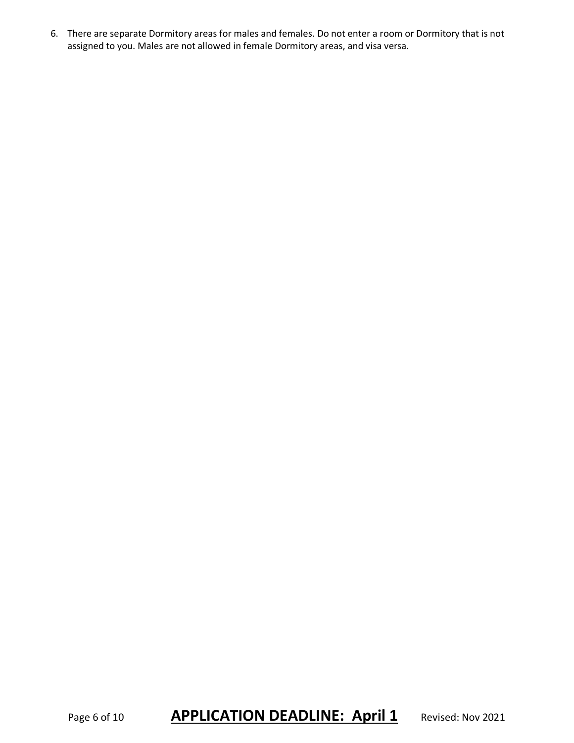6. There are separate Dormitory areas for males and females. Do not enter a room or Dormitory that is not assigned to you. Males are not allowed in female Dormitory areas, and visa versa.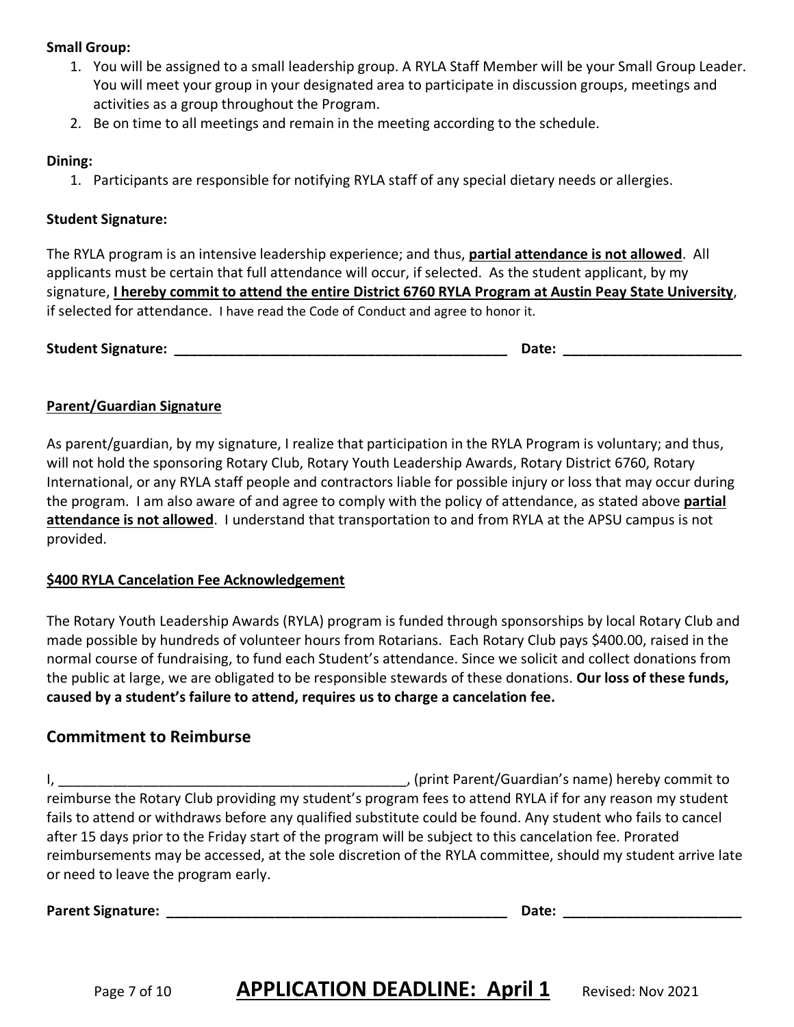**Small Group:**

1. You will be assigned to a small leadership group. A RYLA Staff Member will be your Small Group Leader. You will meet your group in your designated area to participate in discussion groups, meetings and activities as a group throughout the Program.
2. Be on time to all meetings and remain in the meeting according to the schedule.

**Dining:**

1. Participants are responsible for notifying RYLA staff of any special dietary needs or allergies.

**Student Signature:**

The RYLA program is an intensive leadership experience; and thus, **partial attendance is not allowed**. All applicants must be certain that full attendance will occur, if selected. As the student applicant, by my signature, **I hereby commit to attend the entire District 6760 RYLA Program at Austin Peay State University**, if selected for attendance. I have read the Code of Conduct and agree to honor it.

**Student Signature:** _____________________________________________ **Date:** _______________________

**Parent/Guardian Signature**

As parent/guardian, by my signature, I realize that participation in the RYLA Program is voluntary; and thus, will not hold the sponsoring Rotary Club, Rotary Youth Leadership Awards, Rotary District 6760, Rotary International, or any RYLA staff people and contractors liable for possible injury or loss that may occur during the program. I am also aware of and agree to comply with the policy of attendance, as stated above **partial attendance is not allowed**. I understand that transportation to and from RYLA at the APSU campus is not provided.

**$400 RYLA Cancelation Fee Acknowledgement**

The Rotary Youth Leadership Awards (RYLA) program is funded through sponsorships by local Rotary Club and made possible by hundreds of volunteer hours from Rotarians. Each Rotary Club pays $400.00, raised in the normal course of fundraising, to fund each Student's attendance. Since we solicit and collect donations from the public at large, we are obligated to be responsible stewards of these donations. **Our loss of these funds, caused by a student's failure to attend, requires us to charge a cancelation fee.**

## Commitment to Reimburse

I, ______________________________________________, (print Parent/Guardian's name) hereby commit to reimburse the Rotary Club providing my student's program fees to attend RYLA if for any reason my student fails to attend or withdraws before any qualified substitute could be found. Any student who fails to cancel after 15 days prior to the Friday start of the program will be subject to this cancelation fee. Prorated reimbursements may be accessed, at the sole discretion of the RYLA committee, should my student arrive late or need to leave the program early.

**Parent Signature:** ______________________________________________ **Date:** _______________________

**APPLICATION DEADLINE: April 1** Revised: Nov 2021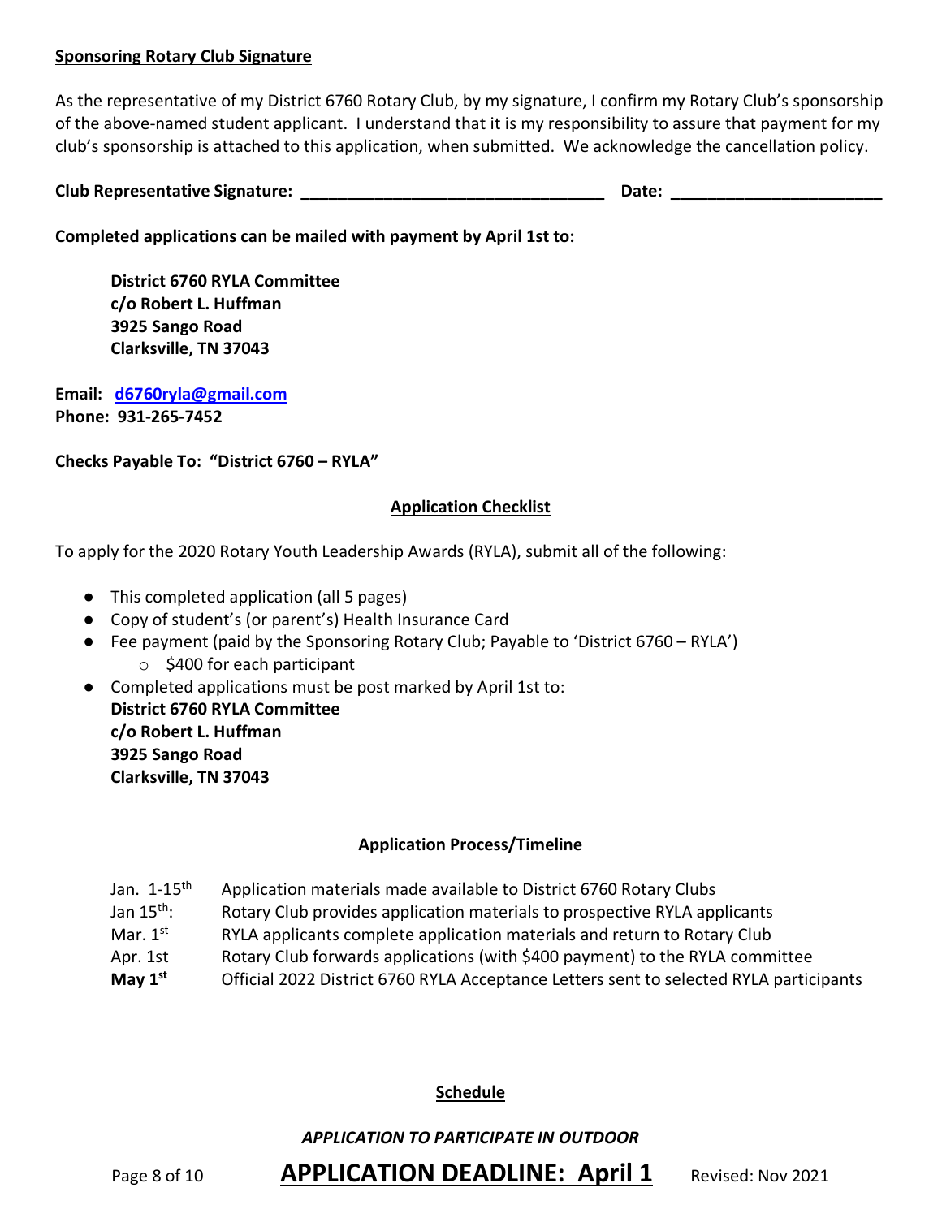**Sponsoring Rotary Club Signature**

As the representative of my District 6760 Rotary Club, by my signature, I confirm my Rotary Club's sponsorship of the above-named student applicant. I understand that it is my responsibility to assure that payment for my club's sponsorship is attached to this application, when submitted. We acknowledge the cancellation policy.

**Club Representative Signature:** _________________________________ **Date:** _______________________

**Completed applications can be mailed with payment by April 1st to:**

> **District 6760 RYLA Committee**
> **c/o Robert L. Huffman**
> **3925 Sango Road**
> **Clarksville, TN 37043**

**Email:** **d6760ryla@gmail.com**
**Phone: 931-265-7452**

**Checks Payable To: "District 6760 – RYLA"**

## Application Checklist

To apply for the 2020 Rotary Youth Leadership Awards (RYLA), submit all of the following:

- This completed application (all 5 pages)
- Copy of student's (or parent's) Health Insurance Card
- Fee payment (paid by the Sponsoring Rotary Club; Payable to 'District 6760 – RYLA')
  - $400 for each participant
- Completed applications must be post marked by April 1st to:
  **District 6760 RYLA Committee**
  **c/o Robert L. Huffman**
  **3925 Sango Road**
  **Clarksville, TN 37043**

## Application Process/Timeline

| | |
|---|---|
| Jan. 1-15th | Application materials made available to District 6760 Rotary Clubs |
| Jan 15th: | Rotary Club provides application materials to prospective RYLA applicants |
| Mar. 1st | RYLA applicants complete application materials and return to Rotary Club |
| Apr. 1st | Rotary Club forwards applications (with $400 payment) to the RYLA committee |
| **May 1st** | Official 2022 District 6760 RYLA Acceptance Letters sent to selected RYLA participants |

## Schedule

***APPLICATION TO PARTICIPATE IN OUTDOOR***

**APPLICATION DEADLINE: April 1**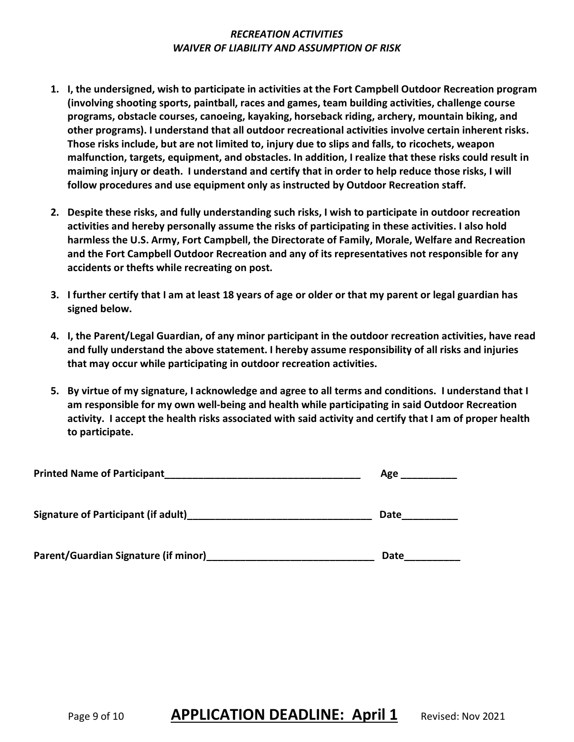# *RECREATION ACTIVITIES*
# *WAIVER OF LIABILITY AND ASSUMPTION OF RISK*

1. **I, the undersigned, wish to participate in activities at the Fort Campbell Outdoor Recreation program (involving shooting sports, paintball, races and games, team building activities, challenge course programs, obstacle courses, canoeing, kayaking, horseback riding, archery, mountain biking, and other programs). I understand that all outdoor recreational activities involve certain inherent risks. Those risks include, but are not limited to, injury due to slips and falls, to ricochets, weapon malfunction, targets, equipment, and obstacles. In addition, I realize that these risks could result in maiming injury or death. I understand and certify that in order to help reduce those risks, I will follow procedures and use equipment only as instructed by Outdoor Recreation staff.**

2. **Despite these risks, and fully understanding such risks, I wish to participate in outdoor recreation activities and hereby personally assume the risks of participating in these activities. I also hold harmless the U.S. Army, Fort Campbell, the Directorate of Family, Morale, Welfare and Recreation and the Fort Campbell Outdoor Recreation and any of its representatives not responsible for any accidents or thefts while recreating on post.**

3. **I further certify that I am at least 18 years of age or older or that my parent or legal guardian has signed below.**

4. **I, the Parent/Legal Guardian, of any minor participant in the outdoor recreation activities, have read and fully understand the above statement. I hereby assume responsibility of all risks and injuries that may occur while participating in outdoor recreation activities.**

5. **By virtue of my signature, I acknowledge and agree to all terms and conditions. I understand that I am responsible for my own well-being and health while participating in said Outdoor Recreation activity. I accept the health risks associated with said activity and certify that I am of proper health to participate.**

**Printed Name of Participant____________________________________ Age __________**

**Signature of Participant (if adult)_________________________________ Date__________**

**Parent/Guardian Signature (if minor)______________________________ Date__________**

**APPLICATION DEADLINE: April 1**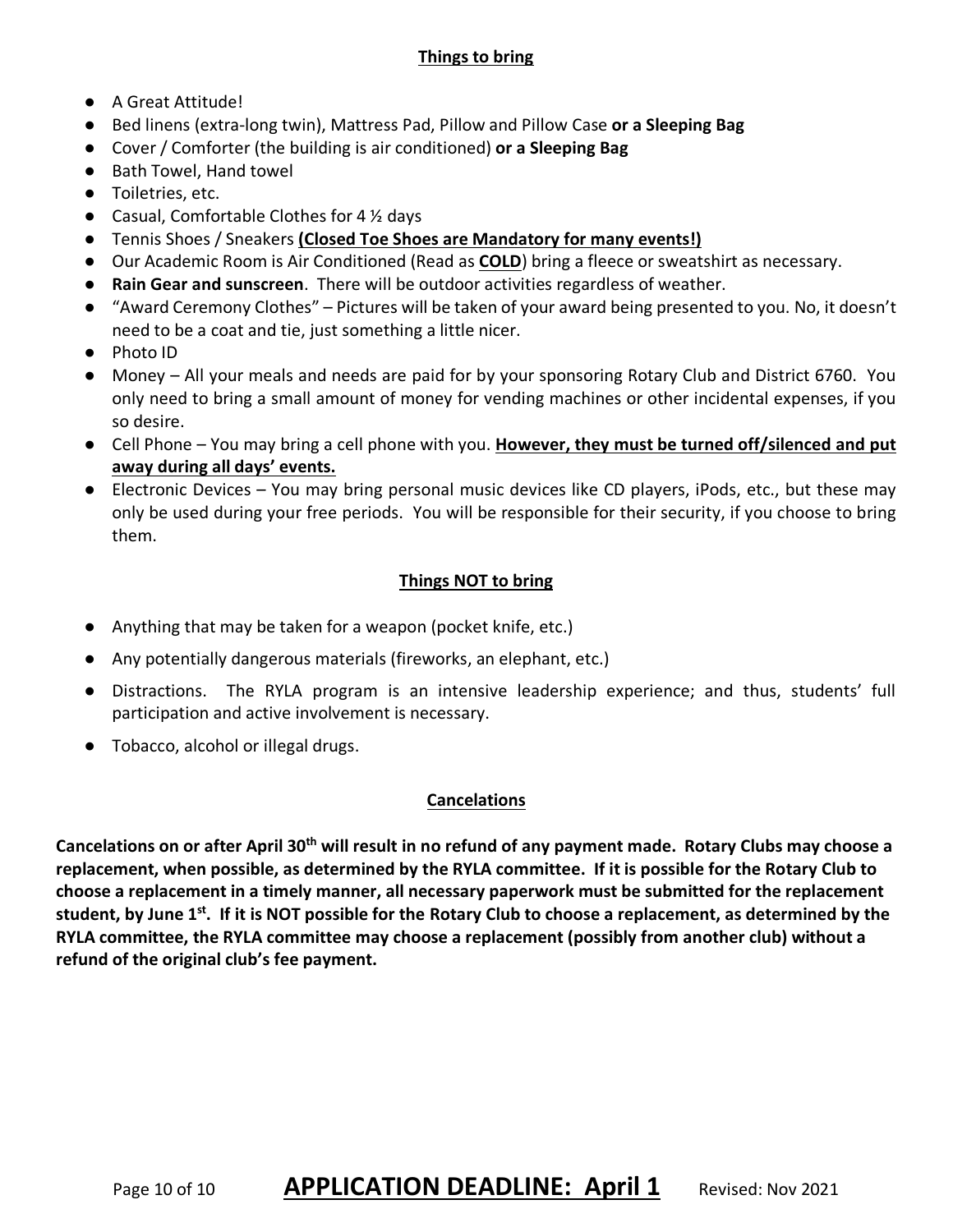## Things to bring

- A Great Attitude!
- Bed linens (extra-long twin), Mattress Pad, Pillow and Pillow Case **or a Sleeping Bag**
- Cover / Comforter (the building is air conditioned) **or a Sleeping Bag**
- Bath Towel, Hand towel
- Toiletries, etc.
- Casual, Comfortable Clothes for 4 ½ days
- Tennis Shoes / Sneakers **(Closed Toe Shoes are Mandatory for many events!)**
- Our Academic Room is Air Conditioned (Read as **COLD**) bring a fleece or sweatshirt as necessary.
- **Rain Gear and sunscreen**. There will be outdoor activities regardless of weather.
- "Award Ceremony Clothes" – Pictures will be taken of your award being presented to you. No, it doesn't need to be a coat and tie, just something a little nicer.
- Photo ID
- Money – All your meals and needs are paid for by your sponsoring Rotary Club and District 6760. You only need to bring a small amount of money for vending machines or other incidental expenses, if you so desire.
- Cell Phone – You may bring a cell phone with you. **However, they must be turned off/silenced and put away during all days' events.**
- Electronic Devices – You may bring personal music devices like CD players, iPods, etc., but these may only be used during your free periods. You will be responsible for their security, if you choose to bring them.

## Things NOT to bring

- Anything that may be taken for a weapon (pocket knife, etc.)
- Any potentially dangerous materials (fireworks, an elephant, etc.)
- Distractions. The RYLA program is an intensive leadership experience; and thus, students' full participation and active involvement is necessary.
- Tobacco, alcohol or illegal drugs.

## Cancelations

**Cancelations on or after April 30th will result in no refund of any payment made. Rotary Clubs may choose a replacement, when possible, as determined by the RYLA committee. If it is possible for the Rotary Club to choose a replacement in a timely manner, all necessary paperwork must be submitted for the replacement student, by June 1st. If it is NOT possible for the Rotary Club to choose a replacement, as determined by the RYLA committee, the RYLA committee may choose a replacement (possibly from another club) without a refund of the original club's fee payment.**

**APPLICATION DEADLINE: April 1**

Revised: Nov 2021